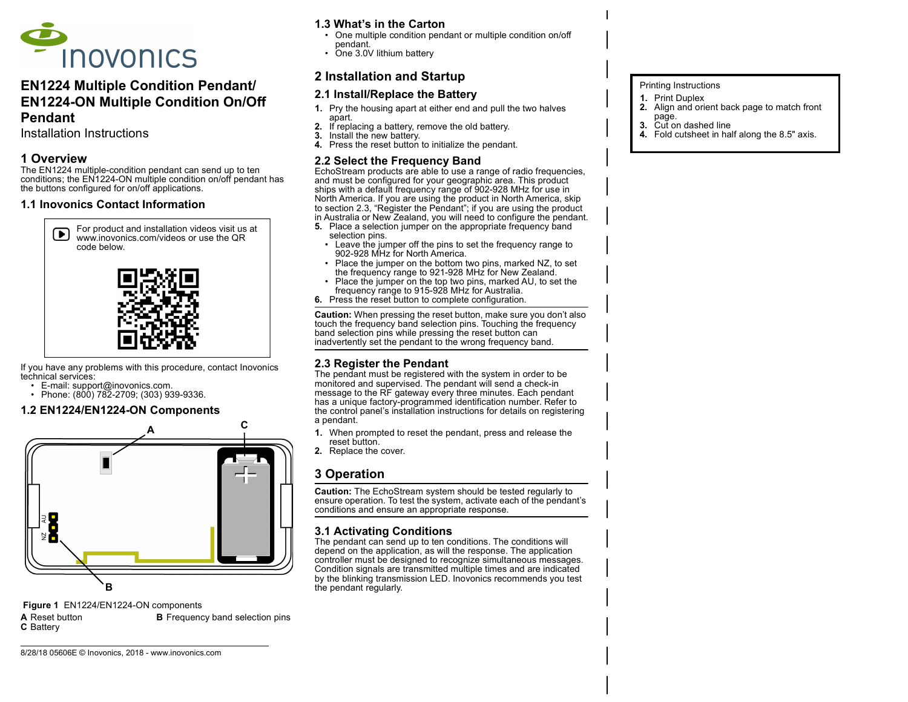# EN1224 Multiple Condition Pendant/ EN1224-ON Multiple Condition On/Off Pendant

Installation Instructions

## 1 Overview

The EN1224 multiple-condition pendant can send up to ten conditions; the EN1224-ON multiple condition on/off pendant has the buttons configured for on/off applications.

### 1.1 Inovonics Contact Information

For product and installation videos visit us at www.inovonics.com/videos or use the QR code below.

If you have any problems with this procedure, contact Inovonics technical services:

- E-mail: support@inovonics.com.
- Phone: (800) 782-2709; (303) 939-9336.

### 1.2 EN1224/EN1224-ON Components

**Figure 1** EN1224/EN1224-ON components

**A** Reset button
**B** Frequency band selection pins
**C** Battery

### 1.3 What's in the Carton

- One multiple condition pendant or multiple condition on/off pendant.
- One 3.0V lithium battery

## 2 Installation and Startup

### 2.1 Install/Replace the Battery

1. Pry the housing apart at either end and pull the two halves apart.
2. If replacing a battery, remove the old battery.
3. Install the new battery.
4. Press the reset button to initialize the pendant.

### 2.2 Select the Frequency Band

EchoStream products are able to use a range of radio frequencies, and must be configured for your geographic area. This product ships with a default frequency range of 902-928 MHz for use in North America. If you are using the product in North America, skip to section 2.3, "Register the Pendant"; if you are using the product in Australia or New Zealand, you will need to configure the pendant.

5. Place a selection jumper on the appropriate frequency band selection pins.
   - Leave the jumper off the pins to set the frequency range to 902-928 MHz for North America.
   - Place the jumper on the bottom two pins, marked NZ, to set the frequency range to 921-928 MHz for New Zealand.
   - Place the jumper on the top two pins, marked AU, to set the frequency range to 915-928 MHz for Australia.
6. Press the reset button to complete configuration.

**Caution:** When pressing the reset button, make sure you don't also touch the frequency band selection pins. Touching the frequency band selection pins while pressing the reset button can inadvertently set the pendant to the wrong frequency band.

### 2.3 Register the Pendant

The pendant must be registered with the system in order to be monitored and supervised. The pendant will send a check-in message to the RF gateway every three minutes. Each pendant has a unique factory-programmed identification number. Refer to the control panel's installation instructions for details on registering a pendant.

1. When prompted to reset the pendant, press and release the reset button.
2. Replace the cover.

## 3 Operation

**Caution:** The EchoStream system should be tested regularly to ensure operation. To test the system, activate each of the pendant's conditions and ensure an appropriate response.

### 3.1 Activating Conditions

The pendant can send up to ten conditions. The conditions will depend on the application, as will the response. The application controller must be designed to recognize simultaneous messages. Condition signals are transmitted multiple times and are indicated by the blinking transmission LED. Inovonics recommends you test the pendant regularly.

Printing Instructions

1. Print Duplex
2. Align and orient back page to match front page.
3. Cut on dashed line
4. Fold cutsheet in half along the 8.5" axis.

8/28/18 05606E © Inovonics, 2018 - www.inovonics.com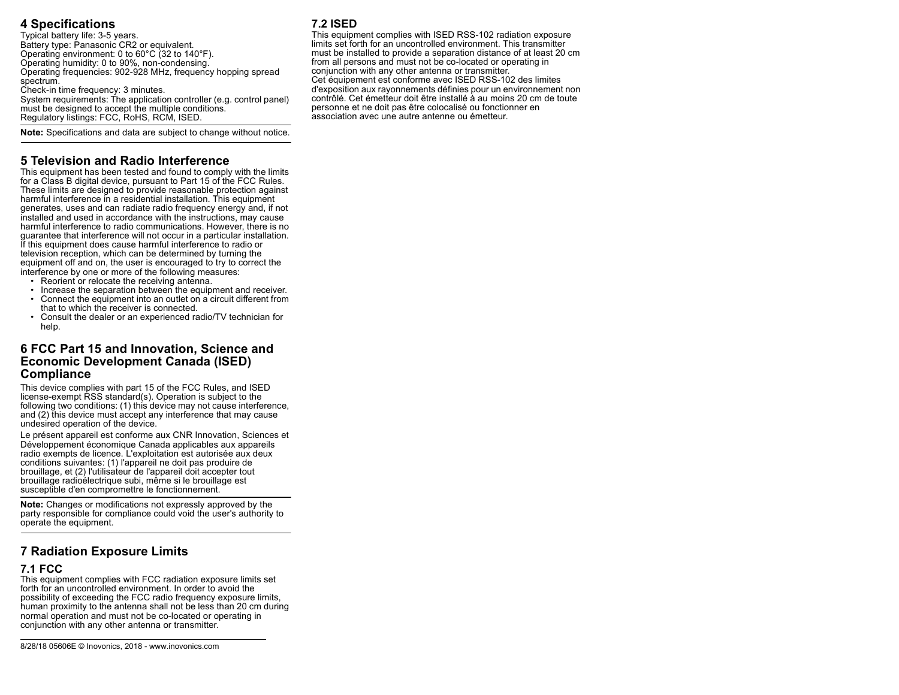## 4 Specifications

Typical battery life: 3-5 years.
Battery type: Panasonic CR2 or equivalent.
Operating environment: 0 to 60°C (32 to 140°F).
Operating humidity: 0 to 90%, non-condensing.
Operating frequencies: 902-928 MHz, frequency hopping spread spectrum.
Check-in time frequency: 3 minutes.
System requirements: The application controller (e.g. control panel) must be designed to accept the multiple conditions.
Regulatory listings: FCC, RoHS, RCM, ISED.

**Note:** Specifications and data are subject to change without notice.

## 5 Television and Radio Interference

This equipment has been tested and found to comply with the limits for a Class B digital device, pursuant to Part 15 of the FCC Rules. These limits are designed to provide reasonable protection against harmful interference in a residential installation. This equipment generates, uses and can radiate radio frequency energy and, if not installed and used in accordance with the instructions, may cause harmful interference to radio communications. However, there is no guarantee that interference will not occur in a particular installation. If this equipment does cause harmful interference to radio or television reception, which can be determined by turning the equipment off and on, the user is encouraged to try to correct the interference by one or more of the following measures:

- Reorient or relocate the receiving antenna.
- Increase the separation between the equipment and receiver.
- Connect the equipment into an outlet on a circuit different from that to which the receiver is connected.
- Consult the dealer or an experienced radio/TV technician for help.

## 6 FCC Part 15 and Innovation, Science and Economic Development Canada (ISED) Compliance

This device complies with part 15 of the FCC Rules, and ISED license-exempt RSS standard(s). Operation is subject to the following two conditions: (1) this device may not cause interference, and (2) this device must accept any interference that may cause undesired operation of the device.

Le présent appareil est conforme aux CNR Innovation, Sciences et Développement économique Canada applicables aux appareils radio exempts de licence. L'exploitation est autorisée aux deux conditions suivantes: (1) l'appareil ne doit pas produire de brouillage, et (2) l'utilisateur de l'appareil doit accepter tout brouillage radioélectrique subi, même si le brouillage est susceptible d'en compromettre le fonctionnement.

**Note:** Changes or modifications not expressly approved by the party responsible for compliance could void the user's authority to operate the equipment.

## 7 Radiation Exposure Limits

### 7.1 FCC

This equipment complies with FCC radiation exposure limits set forth for an uncontrolled environment. In order to avoid the possibility of exceeding the FCC radio frequency exposure limits, human proximity to the antenna shall not be less than 20 cm during normal operation and must not be co-located or operating in conjunction with any other antenna or transmitter.

### 7.2 ISED

This equipment complies with ISED RSS-102 radiation exposure limits set forth for an uncontrolled environment. This transmitter must be installed to provide a separation distance of at least 20 cm from all persons and must not be co-located or operating in conjunction with any other antenna or transmitter.
Cet équipement est conforme avec ISED RSS-102 des limites d'exposition aux rayonnements définies pour un environnement non contrôlé. Cet émetteur doit être installé à au moins 20 cm de toute personne et ne doit pas être colocalisé ou fonctionner en association avec une autre antenne ou émetteur.

8/28/18 05606E © Inovonics, 2018 - www.inovonics.com